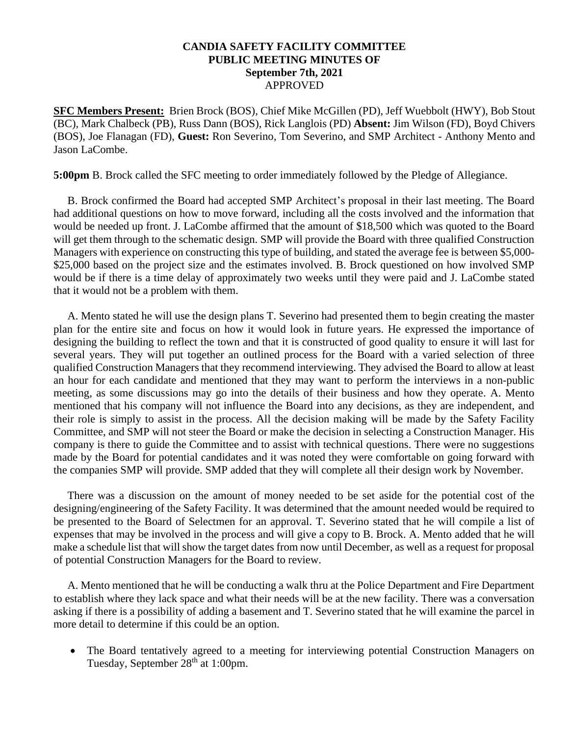# CANDIA SAFETY FACILITY COMMITTEE
# PUBLIC MEETING MINUTES OF
# September 7th, 2021
APPROVED

**SFC Members Present:** Brien Brock (BOS), Chief Mike McGillen (PD), Jeff Wuebbolt (HWY), Bob Stout (BC), Mark Chalbeck (PB), Russ Dann (BOS), Rick Langlois (PD) **Absent:** Jim Wilson (FD), Boyd Chivers (BOS), Joe Flanagan (FD), **Guest:** Ron Severino, Tom Severino, and SMP Architect - Anthony Mento and Jason LaCombe.

**5:00pm** B. Brock called the SFC meeting to order immediately followed by the Pledge of Allegiance.

B. Brock confirmed the Board had accepted SMP Architect's proposal in their last meeting. The Board had additional questions on how to move forward, including all the costs involved and the information that would be needed up front. J. LaCombe affirmed that the amount of $18,500 which was quoted to the Board will get them through to the schematic design. SMP will provide the Board with three qualified Construction Managers with experience on constructing this type of building, and stated the average fee is between $5,000-$25,000 based on the project size and the estimates involved. B. Brock questioned on how involved SMP would be if there is a time delay of approximately two weeks until they were paid and J. LaCombe stated that it would not be a problem with them.

A. Mento stated he will use the design plans T. Severino had presented them to begin creating the master plan for the entire site and focus on how it would look in future years. He expressed the importance of designing the building to reflect the town and that it is constructed of good quality to ensure it will last for several years. They will put together an outlined process for the Board with a varied selection of three qualified Construction Managers that they recommend interviewing. They advised the Board to allow at least an hour for each candidate and mentioned that they may want to perform the interviews in a non-public meeting, as some discussions may go into the details of their business and how they operate. A. Mento mentioned that his company will not influence the Board into any decisions, as they are independent, and their role is simply to assist in the process. All the decision making will be made by the Safety Facility Committee, and SMP will not steer the Board or make the decision in selecting a Construction Manager. His company is there to guide the Committee and to assist with technical questions. There were no suggestions made by the Board for potential candidates and it was noted they were comfortable on going forward with the companies SMP will provide. SMP added that they will complete all their design work by November.

There was a discussion on the amount of money needed to be set aside for the potential cost of the designing/engineering of the Safety Facility. It was determined that the amount needed would be required to be presented to the Board of Selectmen for an approval. T. Severino stated that he will compile a list of expenses that may be involved in the process and will give a copy to B. Brock. A. Mento added that he will make a schedule list that will show the target dates from now until December, as well as a request for proposal of potential Construction Managers for the Board to review.

A. Mento mentioned that he will be conducting a walk thru at the Police Department and Fire Department to establish where they lack space and what their needs will be at the new facility. There was a conversation asking if there is a possibility of adding a basement and T. Severino stated that he will examine the parcel in more detail to determine if this could be an option.

- The Board tentatively agreed to a meeting for interviewing potential Construction Managers on Tuesday, September 28th at 1:00pm.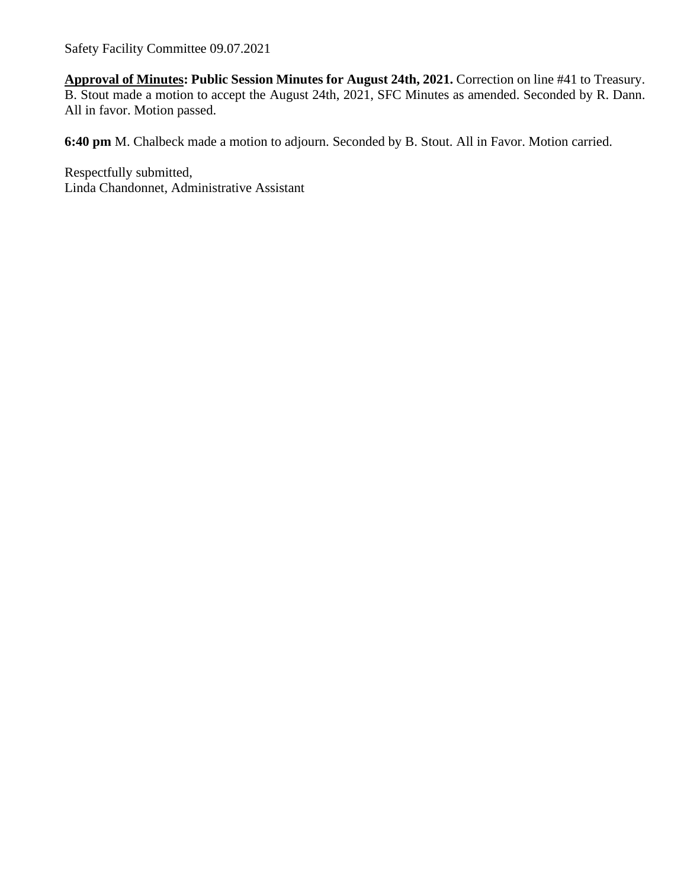Safety Facility Committee 09.07.2021

**<u>Approval of Minutes</u>: Public Session Minutes for August 24th, 2021.** Correction on line #41 to Treasury. B. Stout made a motion to accept the August 24th, 2021, SFC Minutes as amended. Seconded by R. Dann. All in favor. Motion passed.

**6:40 pm** M. Chalbeck made a motion to adjourn. Seconded by B. Stout. All in Favor. Motion carried.

Respectfully submitted,
Linda Chandonnet, Administrative Assistant